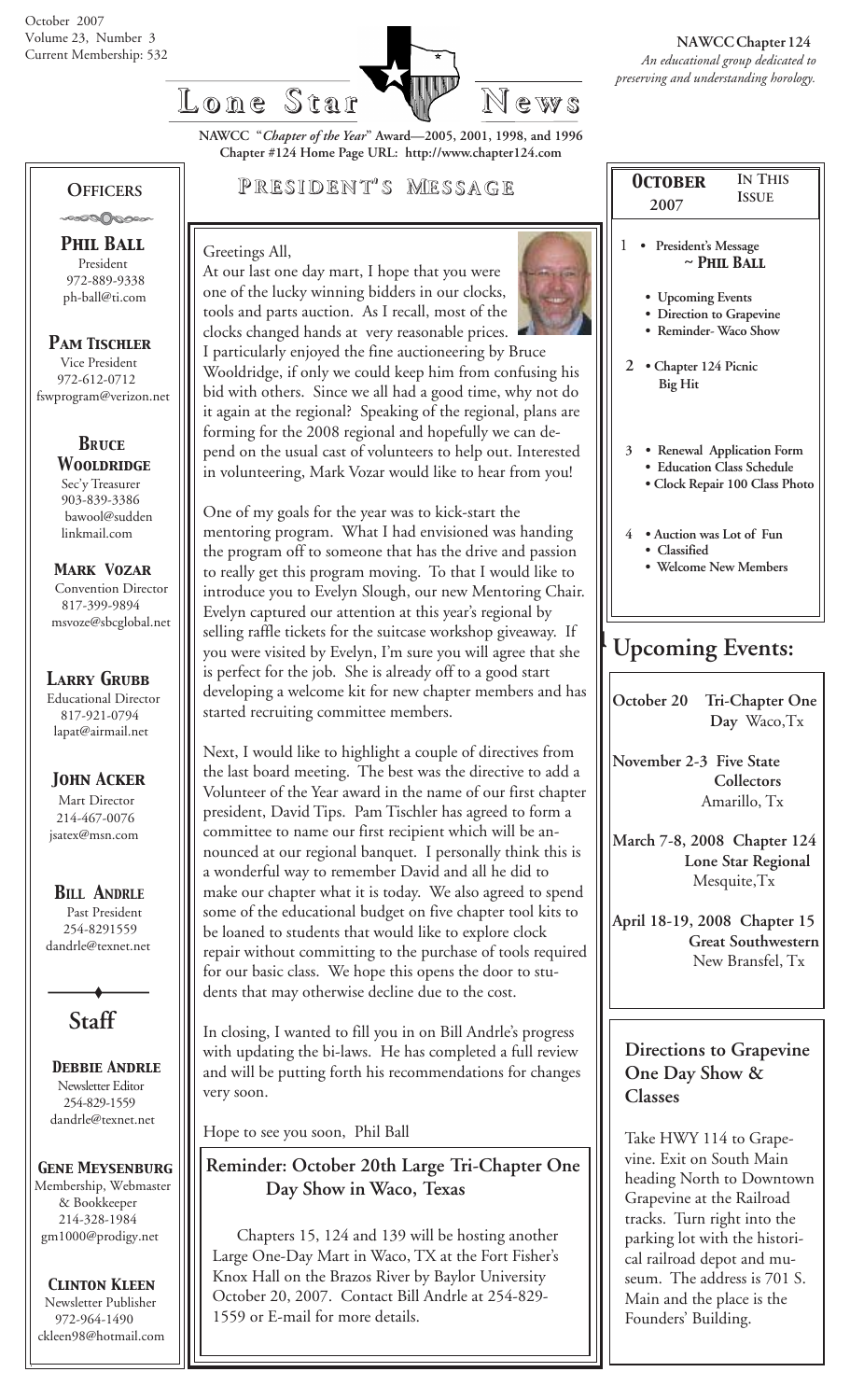October 2007
Volume 23, Number 3
Current Membership: 532

# Lone Star News

**NAWCC Chapter 124**
*An educational group dedicated to preserving and understanding horology.*

**NAWCC "*Chapter of the Year*" Award—2005, 2001, 1998, and 1996**
**Chapter #124 Home Page URL: http://www.chapter124.com**

## Officers

**Phil Ball**
President
972-889-9338
ph-ball@ti.com

**Pam Tischler**
Vice President
972-612-0712
fswprogram@verizon.net

**Bruce Wooldridge**
Sec'y Treasurer
903-839-3386
bawool@suddenlinkmail.com

**Mark Vozar**
Convention Director
817-399-9894
msvoze@sbcglobal.net

**Larry Grubb**
Educational Director
817-921-0794
lapat@airmail.net

**John Acker**
Mart Director
214-467-0076
jsatex@msn.com

**Bill Andrle**
Past President
254-8291559
dandrle@texnet.net

## Staff

**Debbie Andrle**
Newsletter Editor
254-829-1559
dandrle@texnet.net

**Gene Meysenburg**
Membership, Webmaster & Bookkeeper
214-328-1984
gm1000@prodigy.net

**Clinton Kleen**
Newsletter Publisher
972-964-1490
ckleen98@hotmail.com

## President's Message

Greetings All,

At our last one day mart, I hope that you were one of the lucky winning bidders in our clocks, tools and parts auction. As I recall, most of the clocks changed hands at very reasonable prices. I particularly enjoyed the fine auctioneering by Bruce Wooldridge, if only we could keep him from confusing his bid with others. Since we all had a good time, why not do it again at the regional? Speaking of the regional, plans are forming for the 2008 regional and hopefully we can depend on the usual cast of volunteers to help out. Interested in volunteering, Mark Vozar would like to hear from you!

One of my goals for the year was to kick-start the mentoring program. What I had envisioned was handing the program off to someone that has the drive and passion to really get this program moving. To that I would like to introduce you to Evelyn Slough, our new Mentoring Chair. Evelyn captured our attention at this year's regional by selling raffle tickets for the suitcase workshop giveaway. If you were visited by Evelyn, I'm sure you will agree that she is perfect for the job. She is already off to a good start developing a welcome kit for new chapter members and has started recruiting committee members.

Next, I would like to highlight a couple of directives from the last board meeting. The best was the directive to add a Volunteer of the Year award in the name of our first chapter president, David Tips. Pam Tischler has agreed to form a committee to name our first recipient which will be announced at our regional banquet. I personally think this is a wonderful way to remember David and all he did to make our chapter what it is today. We also agreed to spend some of the educational budget on five chapter tool kits to be loaned to students that would like to explore clock repair without committing to the purchase of tools required for our basic class. We hope this opens the door to students that may otherwise decline due to the cost.

In closing, I wanted to fill you in on Bill Andrle's progress with updating the bi-laws. He has completed a full review and will be putting forth his recommendations for changes very soon.

Hope to see you soon, Phil Ball

### Reminder: October 20th Large Tri-Chapter One Day Show in Waco, Texas

Chapters 15, 124 and 139 will be hosting another Large One-Day Mart in Waco, TX at the Fort Fisher's Knox Hall on the Brazos River by Baylor University October 20, 2007. Contact Bill Andrle at 254-829-1559 or E-mail for more details.

## October 2007 — In This Issue

1
- **President's Message ~ Phil Ball**
- **Upcoming Events**
- **Direction to Grapevine**
- **Reminder- Waco Show**

2
- **Chapter 124 Picnic Big Hit**

3
- **Renewal Application Form**
- **Education Class Schedule**
- **Clock Repair 100 Class Photo**

4
- **Auction was Lot of Fun**
- **Classified**
- **Welcome New Members**

## Upcoming Events:

**October 20 Tri-Chapter One Day** Waco,Tx

**November 2-3 Five State Collectors** Amarillo, Tx

**March 7-8, 2008 Chapter 124 Lone Star Regional** Mesquite,Tx

**April 18-19, 2008 Chapter 15 Great Southwestern** New Bransfel, Tx

## Directions to Grapevine One Day Show & Classes

Take HWY 114 to Grapevine. Exit on South Main heading North to Downtown Grapevine at the Railroad tracks. Turn right into the parking lot with the historical railroad depot and museum. The address is 701 S. Main and the place is the Founders' Building.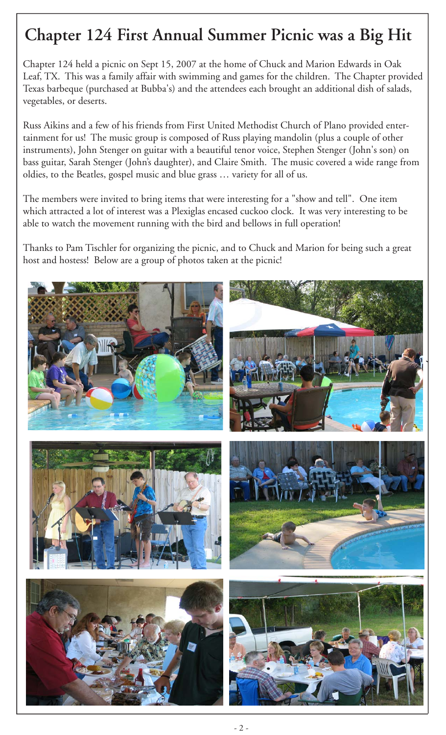# Chapter 124 First Annual Summer Picnic was a Big Hit

Chapter 124 held a picnic on Sept 15, 2007 at the home of Chuck and Marion Edwards in Oak Leaf, TX. This was a family affair with swimming and games for the children. The Chapter provided Texas barbeque (purchased at Bubba's) and the attendees each brought an additional dish of salads, vegetables, or deserts.

Russ Aikins and a few of his friends from First United Methodist Church of Plano provided entertainment for us! The music group is composed of Russ playing mandolin (plus a couple of other instruments), John Stenger on guitar with a beautiful tenor voice, Stephen Stenger (John's son) on bass guitar, Sarah Stenger (John's daughter), and Claire Smith. The music covered a wide range from oldies, to the Beatles, gospel music and blue grass … variety for all of us.

The members were invited to bring items that were interesting for a "show and tell". One item which attracted a lot of interest was a Plexiglas encased cuckoo clock. It was very interesting to be able to watch the movement running with the bird and bellows in full operation!

Thanks to Pam Tischler for organizing the picnic, and to Chuck and Marion for being such a great host and hostess! Below are a group of photos taken at the picnic!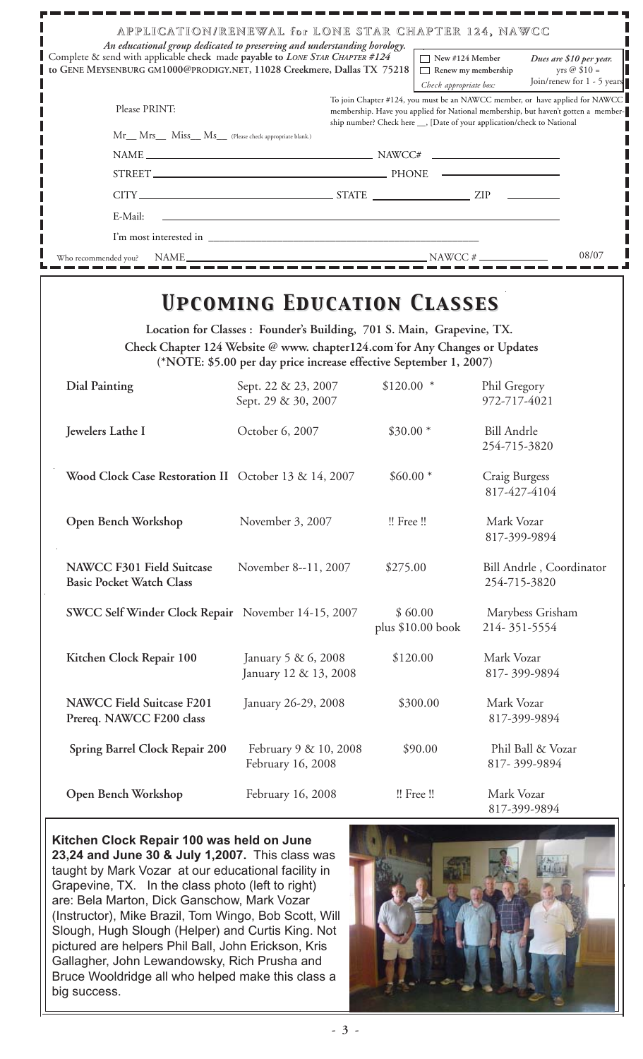## APPLICATION/RENEWAL for LONE STAR CHAPTER 124, NAWCC

*An educational group dedicated to preserving and understanding horology.*

Complete & send with applicable **check** made **payable to** ***Lone Star Chapter #124*** **to Gene Meysenburg gm1000@prodigy.net, 11028 Creekmere, Dallas TX 75218**

☐ New #124 Member
☐ Renew my membership
*Check appropriate box:*

*Dues are $10 per year.* yrs @ $10 = Join/renew for 1 - 5 years

Please PRINT:

To join Chapter #124, you must be an NAWCC member, or have applied for NAWCC membership. Have you applied for National membership, but haven't gotten a membership number? Check here __, [Date of your application/check to National

Mr__ Mrs__ Miss__ Ms__ (Please check appropriate blank.)

NAME ______________________ NAWCC# ______________

STREET ______________________ PHONE ______________

CITY ______________ STATE ____________ ZIP ________

E-Mail: ______________________________

I'm most interested in ______________________________

Who recommended you? NAME ______________________ NAWCC # __________ 08/07

# *Upcoming Education Classes*

**Location for Classes : Founder's Building, 701 S. Main, Grapevine, TX.**
**Check Chapter 124 Website @ www. chapter124.com for Any Changes or Updates**
**(\*NOTE: $5.00 per day price increase effective September 1, 2007)**

| Class | Date | Price | Contact |
|---|---|---|---|
| **Dial Painting** | Sept. 22 & 23, 2007<br>Sept. 29 & 30, 2007 | $120.00 * | Phil Gregory<br>972-717-4021 |
| **Jewelers Lathe I** | October 6, 2007 | $30.00 * | Bill Andrle<br>254-715-3820 |
| **Wood Clock Case Restoration II** | October 13 & 14, 2007 | $60.00 * | Craig Burgess<br>817-427-4104 |
| **Open Bench Workshop** | November 3, 2007 | !! Free !! | Mark Vozar<br>817-399-9894 |
| **NAWCC F301 Field Suitcase Basic Pocket Watch Class** | November 8--11, 2007 | $275.00 | Bill Andrle , Coordinator<br>254-715-3820 |
| **SWCC Self Winder Clock Repair** | November 14-15, 2007 | $ 60.00<br>plus $10.00 book | Marybess Grisham<br>214- 351-5554 |
| **Kitchen Clock Repair 100** | January 5 & 6, 2008<br>January 12 & 13, 2008 | $120.00 | Mark Vozar<br>817- 399-9894 |
| **NAWCC Field Suitcase F201 Prereq. NAWCC F200 class** | January 26-29, 2008 | $300.00 | Mark Vozar<br>817-399-9894 |
| **Spring Barrel Clock Repair 200** | February 9 & 10, 2008<br>February 16, 2008 | $90.00 | Phil Ball & Vozar<br>817- 399-9894 |
| **Open Bench Workshop** | February 16, 2008 | !! Free !! | Mark Vozar<br>817-399-9894 |

**Kitchen Clock Repair 100 was held on June 23,24 and June 30 & July 1,2007.** This class was taught by Mark Vozar at our educational facility in Grapevine, TX. In the class photo (left to right) are: Bela Marton, Dick Ganschow, Mark Vozar (Instructor), Mike Brazil, Tom Wingo, Bob Scott, Will Slough, Hugh Slough (Helper) and Curtis King. Not pictured are helpers Phil Ball, John Erickson, Kris Gallagher, John Lewandowsky, Rich Prusha and Bruce Wooldridge all who helped make this class a big success.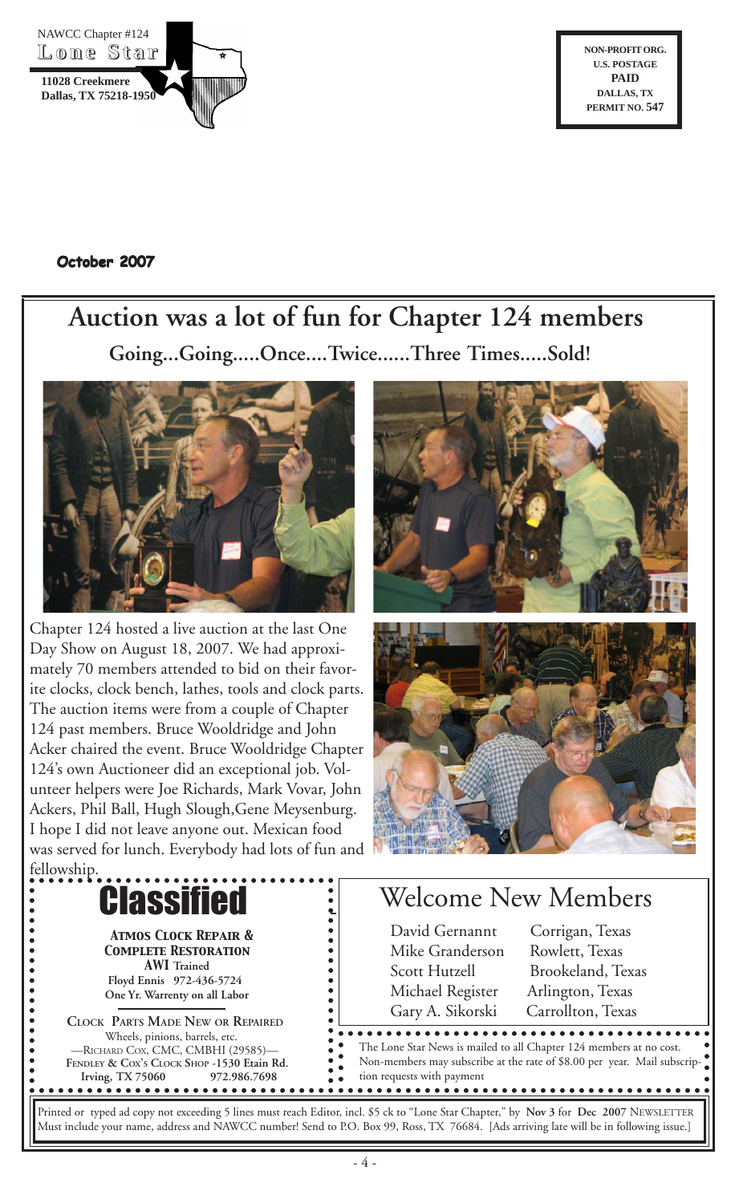NAWCC Chapter #124
Lone Star
11028 Creekmere
Dallas, TX 75218-1950

NON-PROFIT ORG.
U.S. POSTAGE
PAID
DALLAS, TX
PERMIT NO. 547

**October 2007**

# Auction was a lot of fun for Chapter 124 members

## Going...Going.....Once....Twice......Three Times.....Sold!

Chapter 124 hosted a live auction at the last One Day Show on August 18, 2007. We had approximately 70 members attended to bid on their favorite clocks, clock bench, lathes, tools and clock parts. The auction items were from a couple of Chapter 124 past members. Bruce Wooldridge and John Acker chaired the event. Bruce Wooldridge Chapter 124's own Auctioneer did an exceptional job. Volunteer helpers were Joe Richards, Mark Vovar, John Ackers, Phil Ball, Hugh Slough,Gene Meysenburg. I hope I did not leave anyone out. Mexican food was served for lunch. Everybody had lots of fun and fellowship.

# Classified

**ATMOS CLOCK REPAIR & COMPLETE RESTORATION**
**AWI Trained**
**Floyd Ennis 972-436-5724**
**One Yr. Warrenty on all Labor**

**CLOCK PARTS MADE NEW OR REPAIRED**
Wheels, pinions, barrels, etc.
—RICHARD COX, CMC, CMBHI (29585)—
**FENDLEY & COX'S CLOCK SHOP -1530 Etain Rd.**
**Irving, TX 75060 972.986.7698**

# Welcome New Members

| | |
|---|---|
| David Gernannt | Corrigan, Texas |
| Mike Granderson | Rowlett, Texas |
| Scott Hutzell | Brookeland, Texas |
| Michael Register | Arlington, Texas |
| Gary A. Sikorski | Carrollton, Texas |

The Lone Star News is mailed to all Chapter 124 members at no cost. Non-members may subscribe at the rate of $8.00 per year. Mail subscription requests with payment

Printed or typed ad copy not exceeding 5 lines must reach Editor, incl. $5 ck to "Lone Star Chapter," by **Nov 3** for **Dec 2007** NEWSLETTER Must include your name, address and NAWCC number! Send to P.O. Box 99, Ross, TX 76684. [Ads arriving late will be in following issue.]